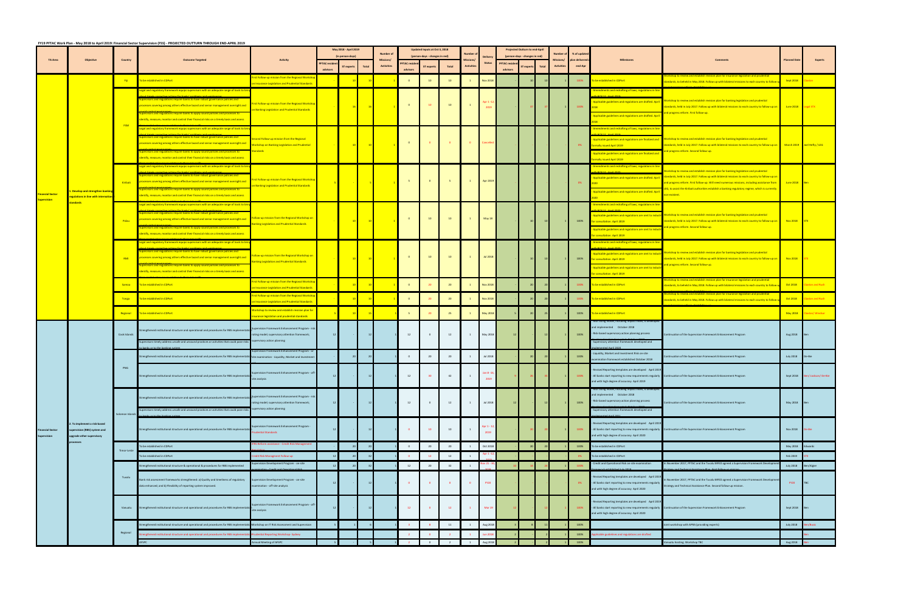FY19 PFTAC Work Plan - May 2018 to April 2019: Financial Sector Supervision (FSS) - PROJECTED OUTTURN THROUGH END-APRIL 2019

| TA Area | Objective | Country | Outcome Targeted | Activity | May 2018 - April 2019 (in person-days) | | | Number of Missions/ Activities | Updated Inputs at Oct 3, 2018 (person-days - changes in red) | | | Number of Missions/ Activities | Delivery Status | Projected Outturn to end-April (person-days - changes in red) | | | Number of Missions/ Activities | % of updated plan delivered end-Apr | Milestones | Comments | Planned Date | Experts |
|---|---|---|---|---|---|---|---|---|---|---|---|---|---|---|---|---|---|---|---|---|---|---|
| | | | | | PFTAC resident advisors | ST experts | Total | | PFTAC resident advisors | ST experts | Total | | | PFTAC resident advisors | ST experts | Total | | | | | | |
| Financial Sector Supervision | 1. Develop and strengthen banking regulations in line with international standards | Fiji | To be established in CDPort | First Follow-up mission from the Regional Workshop on Insurance Legislation and Prudential Standards | - | 10 | 10 | 1 | 0 | 10 | 10 | 1 | Nov 2018 | - | 10 | 10 | 1 | 100% | To be established in CDPort | Workshop to review and establish revision plan for insurance legislation and prudential standards, to beheld in May 2018. Follow-up with bilateral missions to each country to follow-up | Sept 2018 | Clarkin |
| | | FSM | Legal and regulatory frameworks equips supervisors with an adequate range of tools to bring about timely corrective actions; Supervisors and regulations require banks to have robust governance policies and processes covering among others effective board and senior management oversight and sound control environment; Supervisors and regulations require banks to apply sound policies and processes to identify, measure, monitor and control their financial risks on a timely basis and assess | First Follow-up mission from the Regional Workshop on Banking Legislation and Prudential Standards | - | 16 | 16 | 1 | 0 | 10 | 10 | 1 | Apr 1 - 12, 2019 | - | 37 | 37 | 1 | 100% | - Amendments and redrafting of laws, regulations in line with BCP... April 2019; - Applicable guidelines and regulations are drafted. April 2020; - Applicable guidelines and regulations are drafted. April 2020 | Workshop to review and establish revision plan for banking legislation and prudential standards, held in July 2017. Follow-up with bilateral missions to each country to follow-up on and progress reform. First follow-up. | June 2019 | Legal STX |
| | | | Legal and regulatory frameworks equips supervisors with an adequate range of tools to bring about timely corrective actions; Supervisors and regulations require banks to have robust governance policies and processes covering among others effective board and senior management oversight and sound control environment; Supervisors and regulations require banks to apply sound policies and processes to identify, measure, monitor and control their financial risks on a timely basis and assess | Second Follow-up mission from the Regional Workshop on Banking Legislation and Prudential Standards | - | 10 | 10 | 1 | 0 | 0 | 0 | 0 | Cancelled | | | | | 0% | - Amendments and redrafting of laws, regulations in line with BCP... April 2019; - Applicable guidelines and regulations are finalized and formally issued April 2019; - Applicable guidelines and regulations are finalized and formally issued April 2019 | Workshop to review and establish revision plan for banking legislation and prudential standards, held in July 2017. Follow-up with bilateral missions to each country to follow-up on and progress reform. Second follow-up. | March 2019 | Joel Hefty / LEG |
| | | Kiribati | Legal and regulatory frameworks equips supervisors with an adequate range of tools to bring about timely corrective actions; Supervisors and regulations require banks to have robust governance policies and processes covering among others effective board and senior management oversight and sound control environment; Supervisors and regulations require banks to apply sound policies and processes to identify, measure, monitor and control their financial risks on a timely basis and assess | First Follow-up mission from the Regional Workshop on Banking Legislation and Prudential Standards | 5 | - | 5 | 1 | 5 | 0 | 5 | 1 | Apr 2019 | | | | | 0% | - Amendments and redrafting of laws, regulations in line with BCP... April 2019; - Applicable guidelines and regulations are drafted. April 2020; - Applicable guidelines and regulations are drafted. April 2020 | Workshop to review and establish revision plan for banking legislation and prudential standards, held in July 2017. Follow-up with bilateral missions to each country to follow-up on and progress reform. First follow-up. Will need numerous missions, including assistance from LEG, to assist the Kiribati authorities establish a banking regulatory regime, which is currently non-existent. | June 2019 | Ben |
| | | Palau | Legal and regulatory frameworks equips supervisors with an adequate range of tools to bring about timely corrective actions; Supervisors and regulations require banks to have robust governance policies and processes covering among others effective board and senior management oversight and sound control environment; Supervisors and regulations require banks to apply sound policies and processes to identify, measure, monitor and control their financial risks on a timely basis and assess | Follow-up mission from the Regional Workshop on Banking Legislation and Prudential Standards | - | 10 | 10 | 1 | 0 | 10 | 10 | 1 | May 18 | - | 10 | 10 | 1 | 100% | - Amendments and redrafting of laws, regulations in line with BCP... April 2019; - Applicable guidelines and regulations are sent to industry for consultation. April 2019; - Applicable guidelines and regulations are sent to industry for consultation. April 2019 | Workshop to review and establish revision plan for banking legislation and prudential standards, held in July 2017. Follow-up with bilateral missions to each country to follow-up on and progress reform. Second follow-up. | Nov 2018 | STX |
| | | RMI | Legal and regulatory frameworks equips supervisors with an adequate range of tools to bring about timely corrective actions; Supervisors and regulations require banks to have robust governance policies and processes covering among others effective board and senior management oversight and sound control environment; Supervisors and regulations require banks to apply sound policies and processes to identify, measure, monitor and control their financial risks on a timely basis and assess | Follow-up mission from the Regional Workshop on Banking Legislation and Prudential Standards | - | 10 | 10 | 1 | 0 | 10 | 10 | 1 | Jul 2018 | - | 10 | 10 | 1 | 100% | - Amendments and redrafting of laws, regulations in line with BCP... April 2019; - Applicable guidelines and regulations are sent to industry for consultation. April 2019; - Applicable guidelines and regulations are sent to industry for consultation. April 2019 | Workshop to review and establish revision plan for banking legislation and prudential standards, held in July 2017. Follow-up with bilateral missions to each country to follow-up on and progress reform. Second follow-up. | Nov 2018 | STX |
| | | Samoa | To be established in CDPort | First Follow-up mission from the Regional Workshop on Insurance Legislation and Prudential Standards | - | 10 | 10 | 1 | 0 | 20 | 20 | 1 | Nov 2018 | - | 20 | 20 | 1 | 100% | To be established in CDPort | Workshop to review and establish revision plan for insurance legislation and prudential standards, to beheld in May 2018. Follow-up with bilateral missions to each country to follow-up | Oct 2018 | Clarkin and Rush |
| | | Tonga | To be established in CDPort | First Follow-up mission from the Regional Workshop on Insurance Legislation and Prudential Standards | - | 10 | 10 | 1 | 0 | 20 | 20 | 1 | Nov 2018 | - | 20 | 20 | 1 | 100% | To be established in CDPort | Workshop to review and establish revision plan for insurance legislation and prudential standards, to beheld in May 2018. Follow-up with bilateral missions to each country to follow-up | Oct 2018 | Clarkin and Rush |
| | | Regional | To be established in CDPort | Workshop to review and establish revision plan for insurance legislation and prudential standards | 5 | 10 | 15 | 1 | 5 | 20 | 25 | 1 | May 2018 | 5 | 20 | 25 | 1 | 100% | To be established in CDPort | | May 2018 | Clarkin/ Winslow |
| Financial Sector Supervision | 2. To implement a risk-based supervision (RBS) system and upgrade other supervisory processes | Cook Islands | Strengthened institutional structure and operational and procedures for RBS implementation; Supervisors timely address unsafe and unsound practices or activities that could pose risks to banks or to the banking system | Supervision Framework Enhancement Program - risk rating model; supervisory attention framework; supervisory action planning | 12 | - | 12 | 1 | 12 | 0 | 12 | 1 | May 2018 | 12 | | 12 | 1 | 100% | - Risk rating model, including impact model, is developed and implemented October 2018; - Risk-based supervisory action planning process ...; - Supervisory attention framework developed and implemented April 2019 | Continuation of the Supervision Framework Enhancement Program | Aug 2018 | Ben |
| | | PNG | Strengthened institutional structure and operational and procedures for RBS implementation | Supervision Framework Enhancement Program - on-site examination - Liquidity, Market and Investment | - | 20 | 20 | 1 | 0 | 20 | 20 | 1 | Jul 2018 | - | 20 | 20 | 1 | 100% | - Liquidity, Market and Investment Risk on-site examination framework established October 2018 | Continuation of the Supervision Framework Enhancement Program | July 2018 | De-Bie |
| | | | Strengthened institutional structure and operational and procedures for RBS implementation | Supervision Framework Enhancement Program - off-site analysis | 12 | - | 12 | 1 | 12 | 20 | 32 | 1 | Jan 8 - 30, 2019 | 9 | 26 | 35 | 1 | 100% | - Revised Reporting templates are developed April 2019; - All banks start reporting to new requirements regularly and with high degree of accuracy April 2019 | Continuation of the Supervision Framework Enhancement Program | Sept 2018 | Ben/ Jackson/ De-Bie |
| | | Solomon Islands | Strengthened institutional structure and operational and procedures for RBS implementation; Supervisors timely address unsafe and unsound practices or activities that could pose risks to banks or to the banking system | Supervision Framework Enhancement Program - risk rating model; supervisory attention framework; supervisory action planning | 12 | - | 12 | 1 | 12 | 0 | 12 | 1 | Jul 2018 | 12 | | 12 | 1 | 100% | - Risk rating model, including impact model, is developed and implemented October 2018; - Risk-based supervisory action planning process ...; - Supervisory attention framework developed and implemented April 2019 | Continuation of the Supervision Framework Enhancement Program | May 2019 | Ben |
| | | | Strengthened institutional structure and operational and procedures for RBS implementation | Supervision Framework Enhancement Program - Prudential Standards | 12 | - | 12 | 1 | 0 | 10 | 10 | 1 | Apr 1 - 12, 2019 | | 20 | 20 | 1 | 100% | - Revised Reporting templates are developed April 2019; - All banks start reporting to new requirements regularly and with high degree of accuracy April 2020 | Continuation of the Supervision Framework Enhancement Program | Nov 2018 | De-Bie |
| | | Timor-Leste | To be established in CDPort | IFRS Reform assistance - Credit Risk Management | - | 20 | 20 | 1 | 0 | 20 | 20 | 1 | Oct 2018 | - | 20 | 20 | 1 | 100% | To be established in CDPort | | May 2019 | Edwards |
| | | | To be established in CDPort | Credit Risk Management Follow-up | 12 | 20 | 32 | 1 | 0 | 12 | 12 | 1 | Apr 1 - 12, 2019 | | | | | 0% | To be established in CDPort | | Feb 2019 | STX |
| | | Tuvalu | Strengthened institutional structure & procedures for RBS implemented | Supervision Development Program - on-site examination - Credit and Operational Risk | 12 | 20 | 32 | 1 | 12 | 20 | 32 | 1 | Nov 15 - 30, 2018 | 10 | 16 | 26 | 1 | 100% | - Credit and Operational Risk on-site examination framework established April 2019 | In November 2017, PFTAC and the Tuvalu MFED agreed a Supervision Framework Development Strategy and Technical Assistance Plan. First follow-up mission. | July 2018 | Ben/Kiger |
| | | | Bank risk assessment frameworks strengthened: a) Quality and timeliness of regulatory data enhanced; and b) Flexibility of reporting system improved. | Supervision Development Program - on-site examination - off-site analysis | 12 | - | 12 | 1 | 0 | 0 | 0 | 0 | FY20 | | | | | 0% | - Revised Reporting templates are developed April 2019; - All banks start reporting to new requirements regularly and with high degree of accuracy April 2020 | In November 2017, PFTAC and the Tuvalu MFED agreed a Supervision Framework Development Strategy and Technical Assistance Plan. Second follow-up mission. | FY20 | TBC |
| | | Vanuatu | Strengthened institutional structure and operational and procedures for RBS implementation | Supervision Framework Enhancement Program - off-site analysis | 12 | - | 12 | 1 | 12 | 0 | 12 | 1 | Mar 19 | 12 | | 12 | 1 | 100% | - Revised Reporting templates are developed April 2019; - All banks start reporting to new requirements regularly and with high degree of accuracy April 2020 | Continuation of the Supervision Framework Enhancement Program | Sept 2018 | Ben |
| | | Regional | Strengthened institutional structure and operational and procedures for RBS implementation | Workshop on IT Risk Assessment and Supervision | 5 | 1 | 6 | 1 | 3 | 8 | 11 | 1 | Aug 2018 | 3 | 8 | 11 | 1 | 100% | | Joint workshop with APRA (providing experts) | July 2018 | Ben/Rush |
| | | | Strengthened institutional structure and operational and procedures for RBS implementation | Prudential Reporting Workshop- Sydney | | | | | 2 | 0 | 2 | 1 | Jan 2019 | 2 | | 2 | 1 | 100% | Applicable guidelines and regulations are drafted | | | Ben |
| | | | APSPC | Annual Meeting of APSPC | 5 | - | 5 | 1 | 2 | 0 | 2 | 1 | Aug 2018 | 2 | | 2 | 1 | 100% | | Vanuatu hosting. Workshop TBC | Aug 2018 | Ben |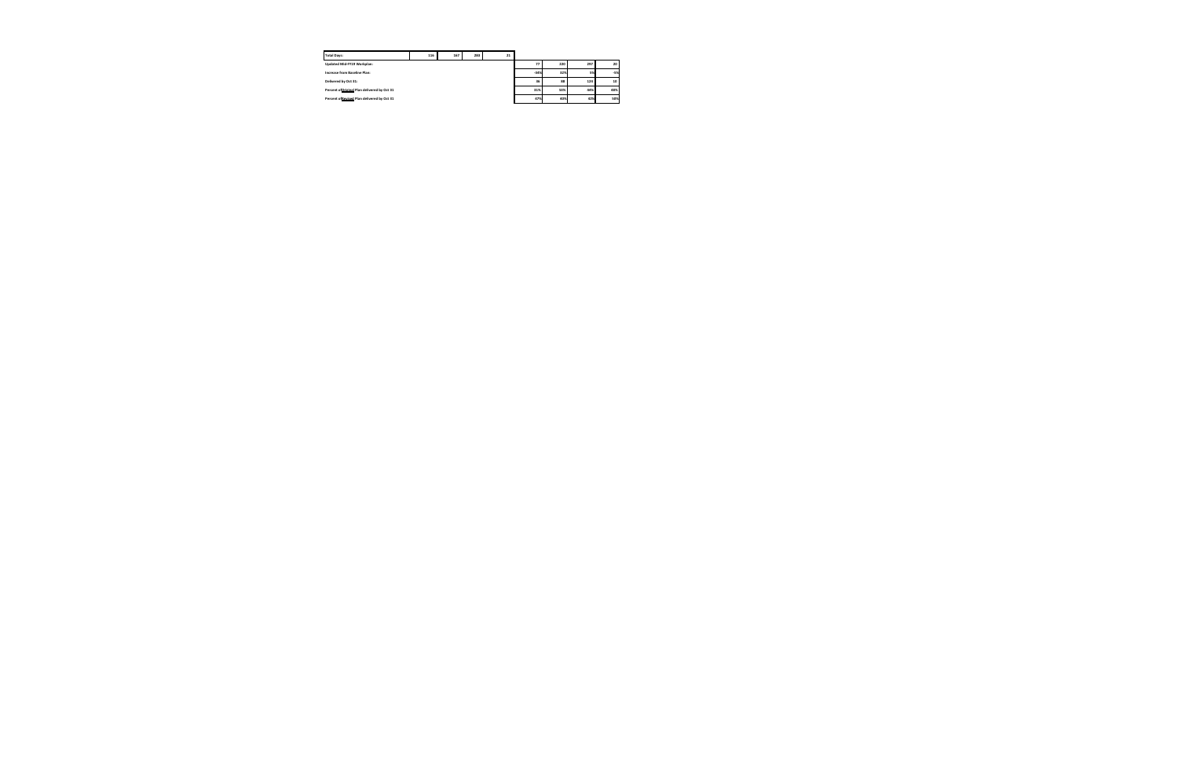| | | | | | | | | |
|---|---|---|---|---|---|---|---|---|
| Total Days: | 116 | 167 | 283 | 21 | | | | |
| Updated Mid-FY19 Workplan: | | | | | 77 | 220 | 297 | 20 |
| Increase from Baseline Plan: | | | | | -34% | 32% | 5% | -5% |
| Delivered by Oct 31: | | | | | 36 | 88 | 124 | 10 |
| Percent of Original Plan delivered by Oct 31 | | | | | 31% | 53% | 44% | 48% |
| Percent of Revised Plan delivered by Oct 31 | | | | | 47% | 40% | 42% | 50% |